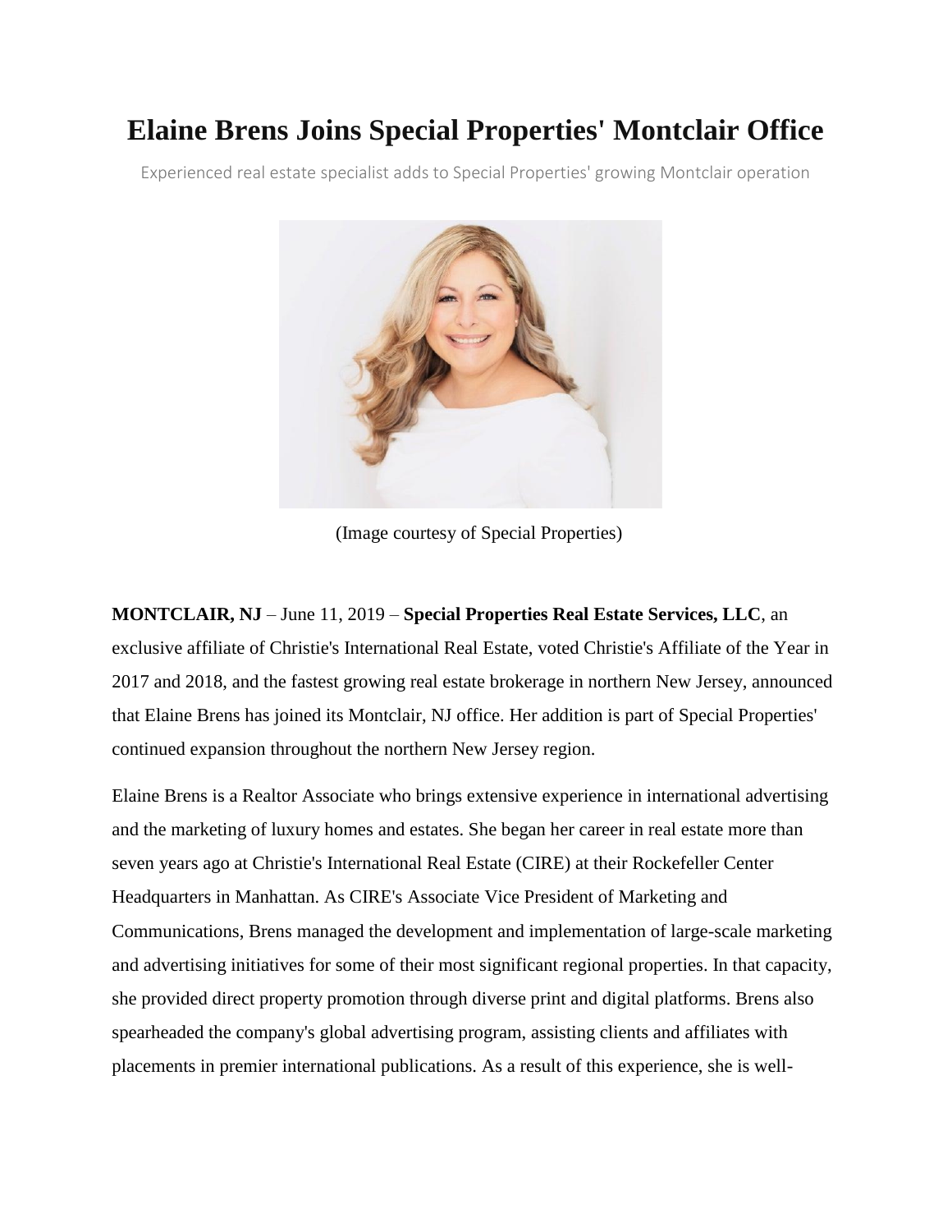# Elaine Brens Joins Special Properties' Montclair Office

Experienced real estate specialist adds to Special Properties' growing Montclair operation

(Image courtesy of Special Properties)

**MONTCLAIR, NJ** – June 11, 2019 – **Special Properties Real Estate Services, LLC**, an exclusive affiliate of Christie's International Real Estate, voted Christie's Affiliate of the Year in 2017 and 2018, and the fastest growing real estate brokerage in northern New Jersey, announced that Elaine Brens has joined its Montclair, NJ office. Her addition is part of Special Properties' continued expansion throughout the northern New Jersey region.

Elaine Brens is a Realtor Associate who brings extensive experience in international advertising and the marketing of luxury homes and estates. She began her career in real estate more than seven years ago at Christie's International Real Estate (CIRE) at their Rockefeller Center Headquarters in Manhattan. As CIRE's Associate Vice President of Marketing and Communications, Brens managed the development and implementation of large-scale marketing and advertising initiatives for some of their most significant regional properties. In that capacity, she provided direct property promotion through diverse print and digital platforms. Brens also spearheaded the company's global advertising program, assisting clients and affiliates with placements in premier international publications. As a result of this experience, she is well-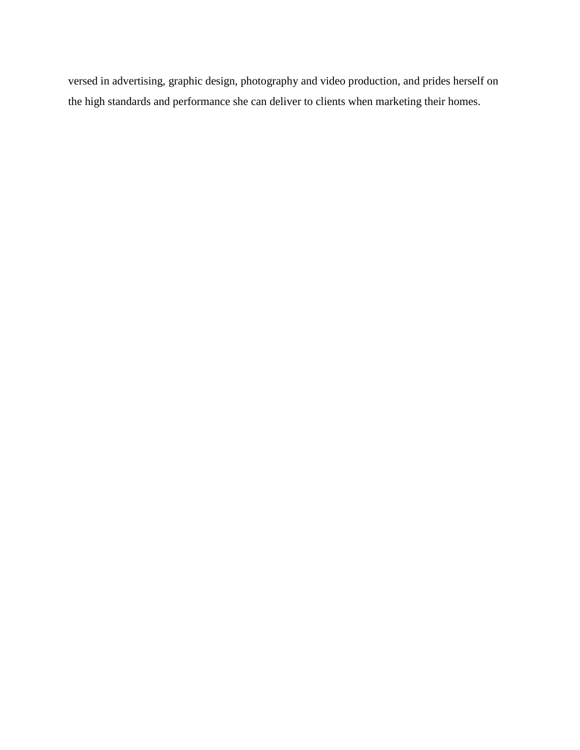versed in advertising, graphic design, photography and video production, and prides herself on the high standards and performance she can deliver to clients when marketing their homes.